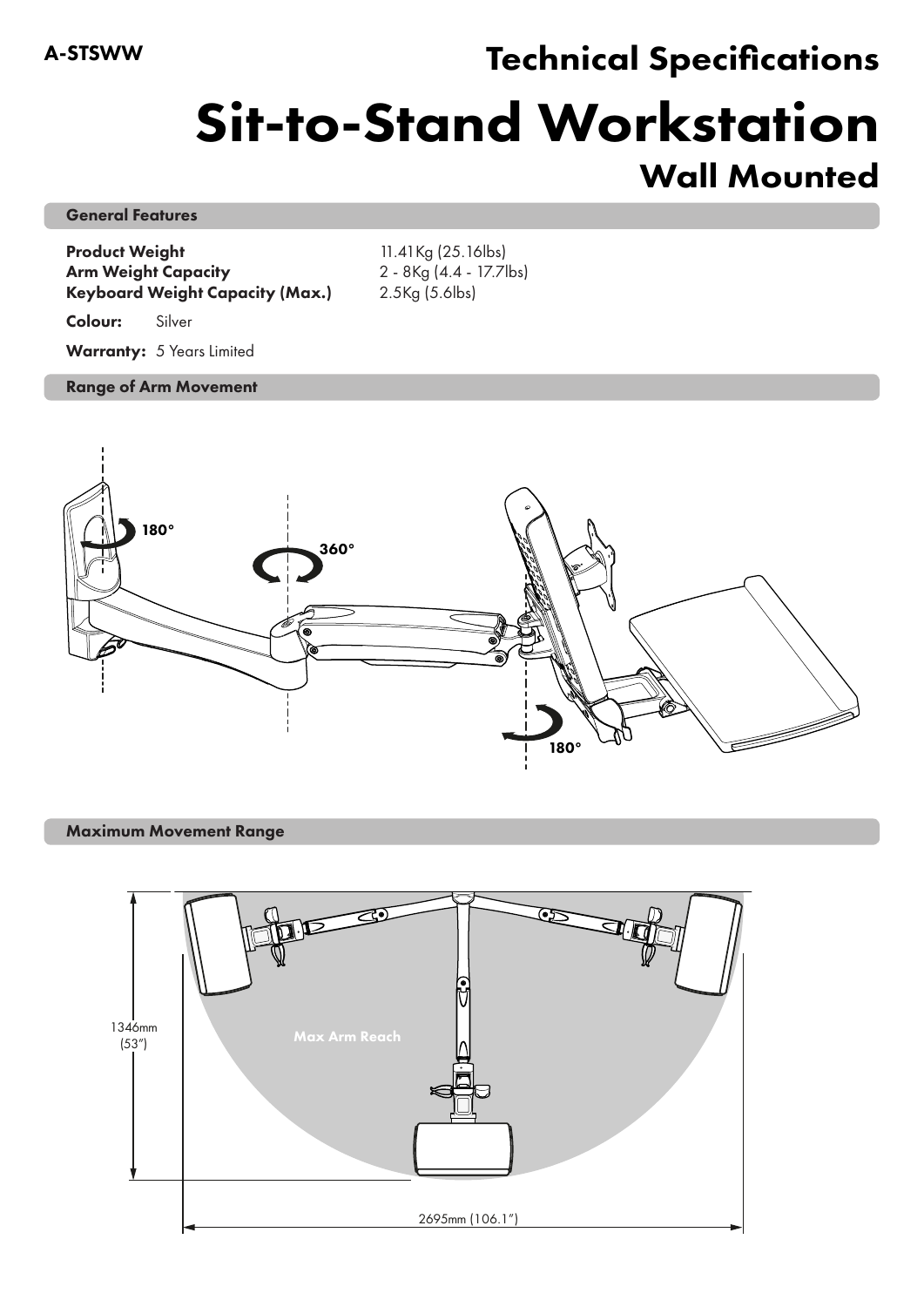A-STSWW

# Technical Specifications

# Sit-to-Stand Workstation

## Wall Mounted

### General Features

**Product Weight** 11.41Kg (25.16lbs)
**Arm Weight Capacity** 2 - 8Kg (4.4 - 17.7lbs)
**Keyboard Weight Capacity (Max.)** 2.5Kg (5.6lbs)

**Colour:** Silver

**Warranty:** 5 Years Limited

### Range of Arm Movement

180°

360°

180°

### Maximum Movement Range

1346mm (53")

Max Arm Reach

2695mm (106.1")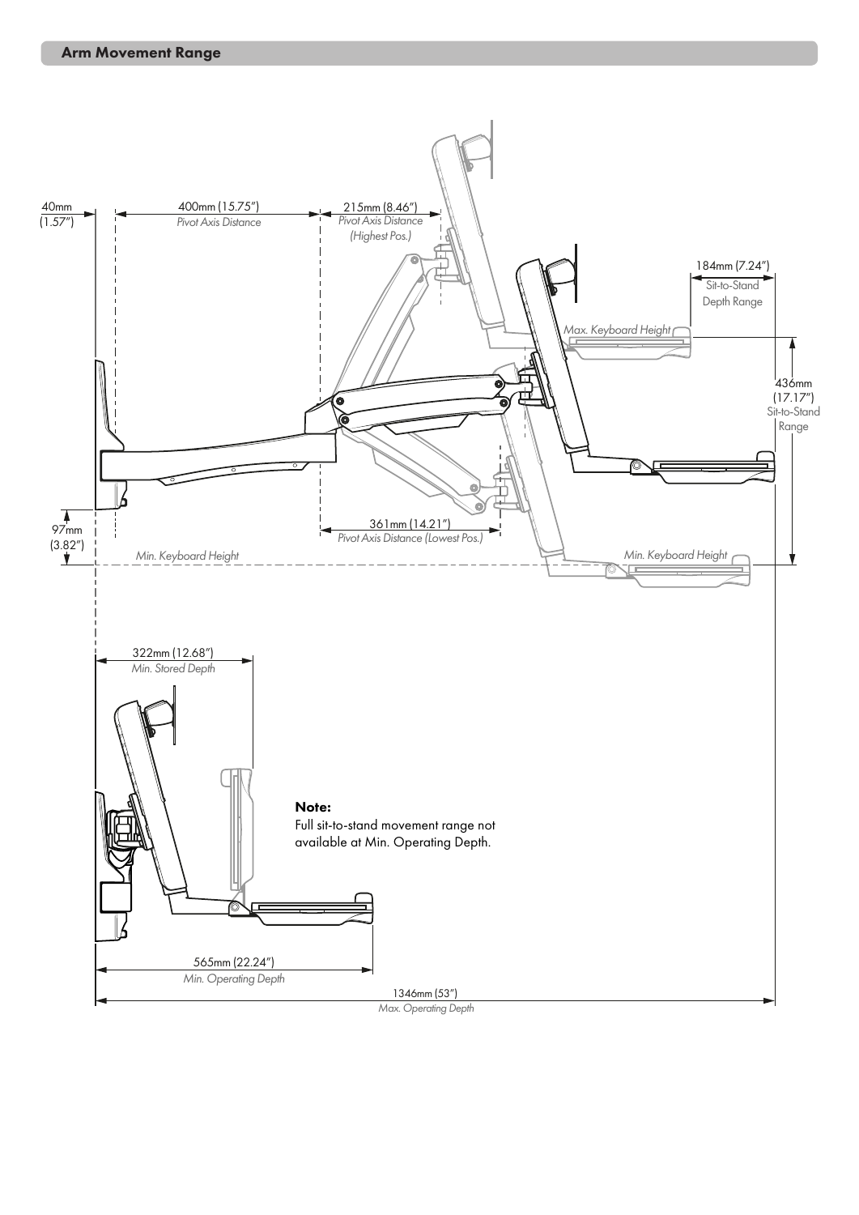## Arm Movement Range

40mm (1.57")

400mm (15.75")
*Pivot Axis Distance*

215mm (8.46")
*Pivot Axis Distance (Highest Pos.)*

184mm (7.24")
Sit-to-Stand Depth Range

*Max. Keyboard Height*

436mm (17.17")
Sit-to-Stand Range

97mm (3.82")

361mm (14.21")
*Pivot Axis Distance (Lowest Pos.)*

*Min. Keyboard Height*

*Min. Keyboard Height*

322mm (12.68")
*Min. Stored Depth*

**Note:**
Full sit-to-stand movement range not available at Min. Operating Depth.

565mm (22.24")
*Min. Operating Depth*

1346mm (53")
*Max. Operating Depth*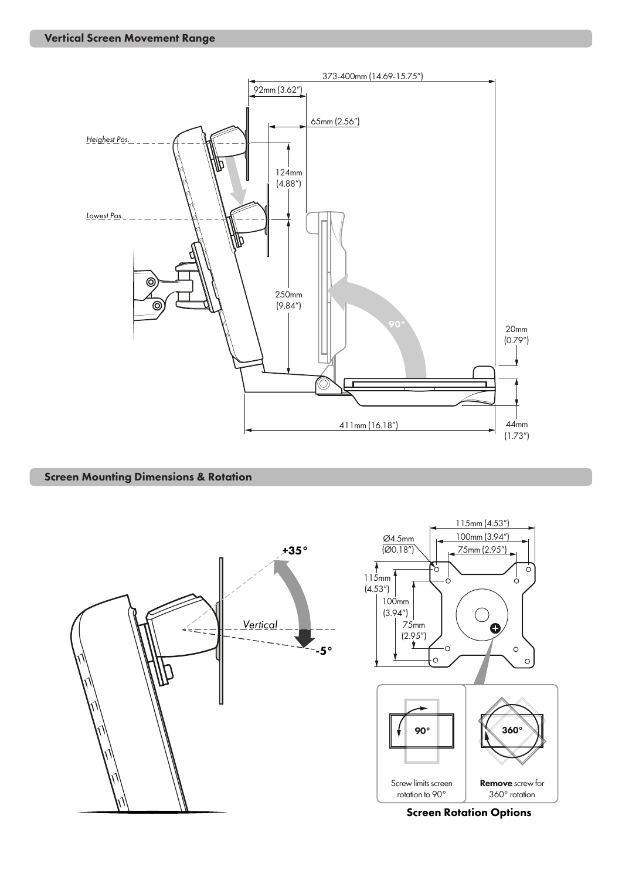## Vertical Screen Movement Range

373-400mm (14.69-15.75")

92mm (3.62")

65mm (2.56")

*Heighest Pos.*

124mm (4.88")

*Lowest Pos.*

250mm (9.84")

90°

20mm (0.79")

411mm (16.18")

44mm (1.73")

## Screen Mounting Dimensions & Rotation

+35°

*Vertical*

-5°

115mm (4.53")

100mm (3.94")

75mm (2.95")

Ø4.5mm (Ø0.18")

115mm (4.53")

100mm (3.94")

75mm (2.95")

90°

Screw limits screen rotation to 90°

360°

**Remove** screw for 360° rotation

**Screen Rotation Options**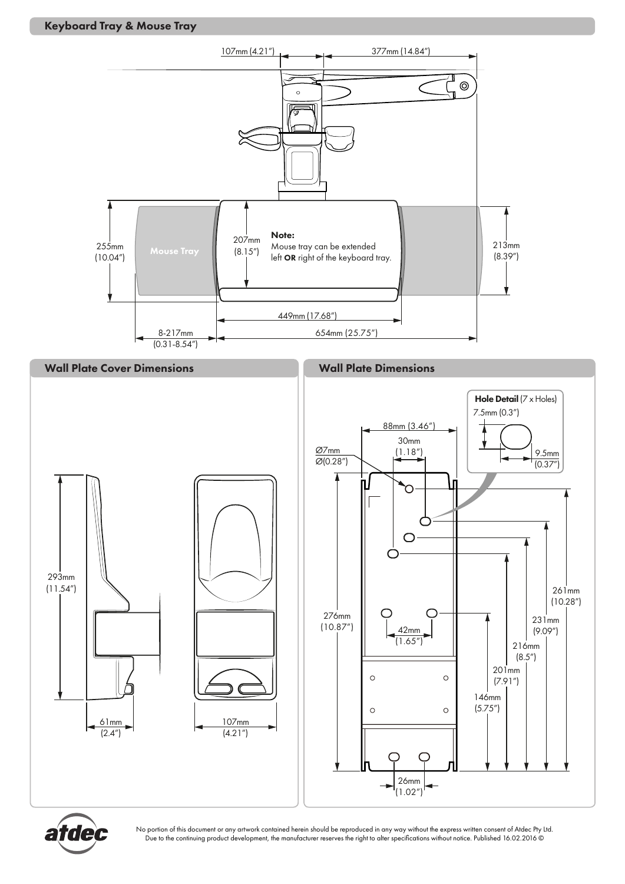## Keyboard Tray & Mouse Tray

107mm (4.21″)

377mm (14.84″)

255mm (10.04″)

Mouse Tray

207mm (8.15″)

**Note:**
Mouse tray can be extended left **OR** right of the keyboard tray.

213mm (8.39″)

449mm (17.68″)

8-217mm (0.31-8.54″)

654mm (25.75″)

## Wall Plate Cover Dimensions

293mm (11.54″)

61mm (2.4″)

107mm (4.21″)

## Wall Plate Dimensions

**Hole Detail** (7 x Holes)

7.5mm (0.3″)

9.5mm (0.37″)

88mm (3.46″)

30mm (1.18″)

Ø7mm Ø(0.28″)

276mm (10.87″)

42mm (1.65″)

261mm (10.28″)

231mm (9.09″)

216mm (8.5″)

201mm (7.91″)

146mm (5.75″)

26mm (1.02″)

No portion of this document or any artwork contained herein should be reproduced in any way without the express written consent of Atdec Pty Ltd. Due to the continuing product development, the manufacturer reserves the right to alter specifications without notice. Published 16.02.2016 ©